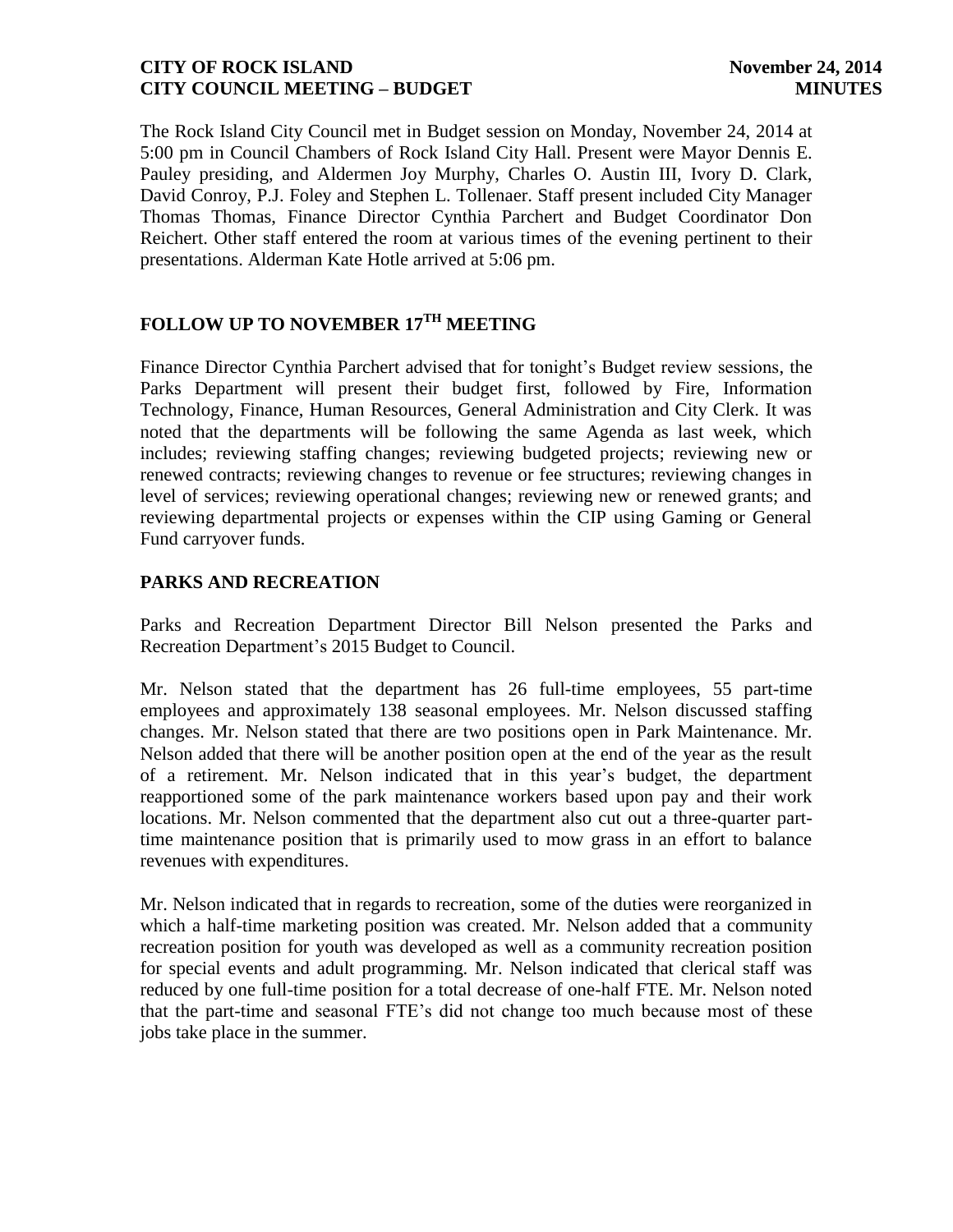The Rock Island City Council met in Budget session on Monday, November 24, 2014 at 5:00 pm in Council Chambers of Rock Island City Hall. Present were Mayor Dennis E. Pauley presiding, and Aldermen Joy Murphy, Charles O. Austin III, Ivory D. Clark, David Conroy, P.J. Foley and Stephen L. Tollenaer. Staff present included City Manager Thomas Thomas, Finance Director Cynthia Parchert and Budget Coordinator Don Reichert. Other staff entered the room at various times of the evening pertinent to their presentations. Alderman Kate Hotle arrived at 5:06 pm.

## FOLLOW UP TO NOVEMBER 17TH MEETING

Finance Director Cynthia Parchert advised that for tonight's Budget review sessions, the Parks Department will present their budget first, followed by Fire, Information Technology, Finance, Human Resources, General Administration and City Clerk. It was noted that the departments will be following the same Agenda as last week, which includes; reviewing staffing changes; reviewing budgeted projects; reviewing new or renewed contracts; reviewing changes to revenue or fee structures; reviewing changes in level of services; reviewing operational changes; reviewing new or renewed grants; and reviewing departmental projects or expenses within the CIP using Gaming or General Fund carryover funds.

## PARKS AND RECREATION

Parks and Recreation Department Director Bill Nelson presented the Parks and Recreation Department's 2015 Budget to Council.

Mr. Nelson stated that the department has 26 full-time employees, 55 part-time employees and approximately 138 seasonal employees. Mr. Nelson discussed staffing changes. Mr. Nelson stated that there are two positions open in Park Maintenance. Mr. Nelson added that there will be another position open at the end of the year as the result of a retirement. Mr. Nelson indicated that in this year's budget, the department reapportioned some of the park maintenance workers based upon pay and their work locations. Mr. Nelson commented that the department also cut out a three-quarter part-time maintenance position that is primarily used to mow grass in an effort to balance revenues with expenditures.

Mr. Nelson indicated that in regards to recreation, some of the duties were reorganized in which a half-time marketing position was created. Mr. Nelson added that a community recreation position for youth was developed as well as a community recreation position for special events and adult programming. Mr. Nelson indicated that clerical staff was reduced by one full-time position for a total decrease of one-half FTE. Mr. Nelson noted that the part-time and seasonal FTE's did not change too much because most of these jobs take place in the summer.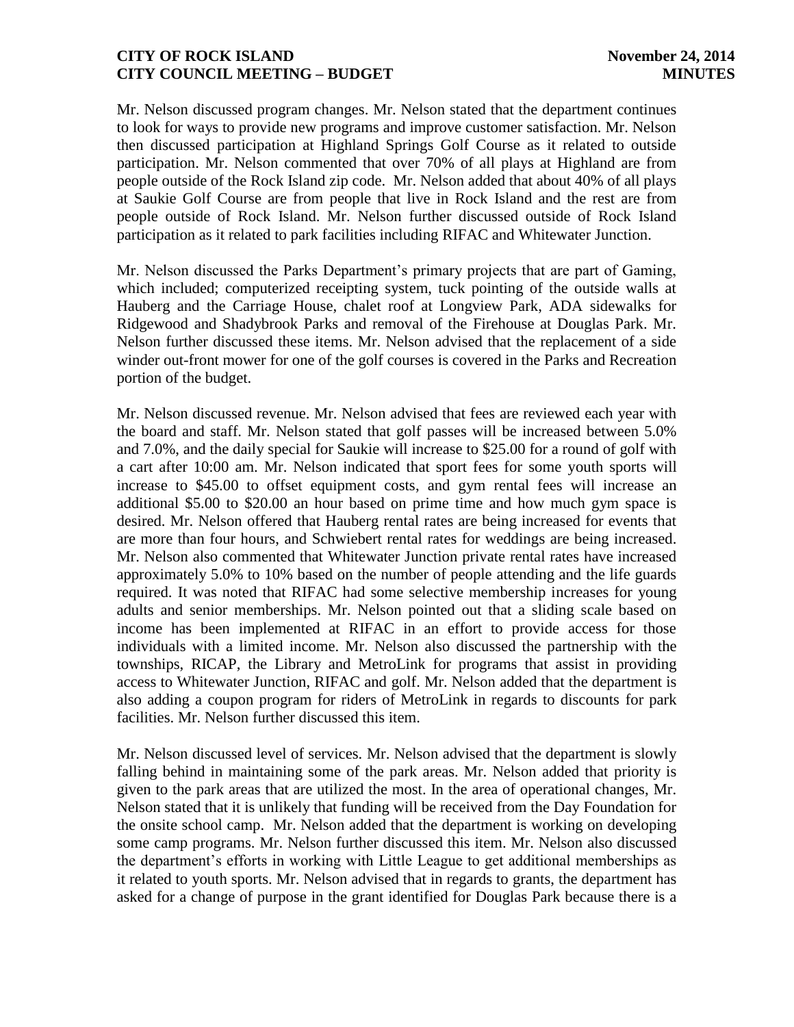Mr. Nelson discussed program changes. Mr. Nelson stated that the department continues to look for ways to provide new programs and improve customer satisfaction. Mr. Nelson then discussed participation at Highland Springs Golf Course as it related to outside participation. Mr. Nelson commented that over 70% of all plays at Highland are from people outside of the Rock Island zip code. Mr. Nelson added that about 40% of all plays at Saukie Golf Course are from people that live in Rock Island and the rest are from people outside of Rock Island. Mr. Nelson further discussed outside of Rock Island participation as it related to park facilities including RIFAC and Whitewater Junction.

Mr. Nelson discussed the Parks Department's primary projects that are part of Gaming, which included; computerized receipting system, tuck pointing of the outside walls at Hauberg and the Carriage House, chalet roof at Longview Park, ADA sidewalks for Ridgewood and Shadybrook Parks and removal of the Firehouse at Douglas Park. Mr. Nelson further discussed these items. Mr. Nelson advised that the replacement of a side winder out-front mower for one of the golf courses is covered in the Parks and Recreation portion of the budget.

Mr. Nelson discussed revenue. Mr. Nelson advised that fees are reviewed each year with the board and staff. Mr. Nelson stated that golf passes will be increased between 5.0% and 7.0%, and the daily special for Saukie will increase to $25.00 for a round of golf with a cart after 10:00 am. Mr. Nelson indicated that sport fees for some youth sports will increase to $45.00 to offset equipment costs, and gym rental fees will increase an additional $5.00 to $20.00 an hour based on prime time and how much gym space is desired. Mr. Nelson offered that Hauberg rental rates are being increased for events that are more than four hours, and Schwiebert rental rates for weddings are being increased. Mr. Nelson also commented that Whitewater Junction private rental rates have increased approximately 5.0% to 10% based on the number of people attending and the life guards required. It was noted that RIFAC had some selective membership increases for young adults and senior memberships. Mr. Nelson pointed out that a sliding scale based on income has been implemented at RIFAC in an effort to provide access for those individuals with a limited income. Mr. Nelson also discussed the partnership with the townships, RICAP, the Library and MetroLink for programs that assist in providing access to Whitewater Junction, RIFAC and golf. Mr. Nelson added that the department is also adding a coupon program for riders of MetroLink in regards to discounts for park facilities. Mr. Nelson further discussed this item.

Mr. Nelson discussed level of services. Mr. Nelson advised that the department is slowly falling behind in maintaining some of the park areas. Mr. Nelson added that priority is given to the park areas that are utilized the most. In the area of operational changes, Mr. Nelson stated that it is unlikely that funding will be received from the Day Foundation for the onsite school camp. Mr. Nelson added that the department is working on developing some camp programs. Mr. Nelson further discussed this item. Mr. Nelson also discussed the department's efforts in working with Little League to get additional memberships as it related to youth sports. Mr. Nelson advised that in regards to grants, the department has asked for a change of purpose in the grant identified for Douglas Park because there is a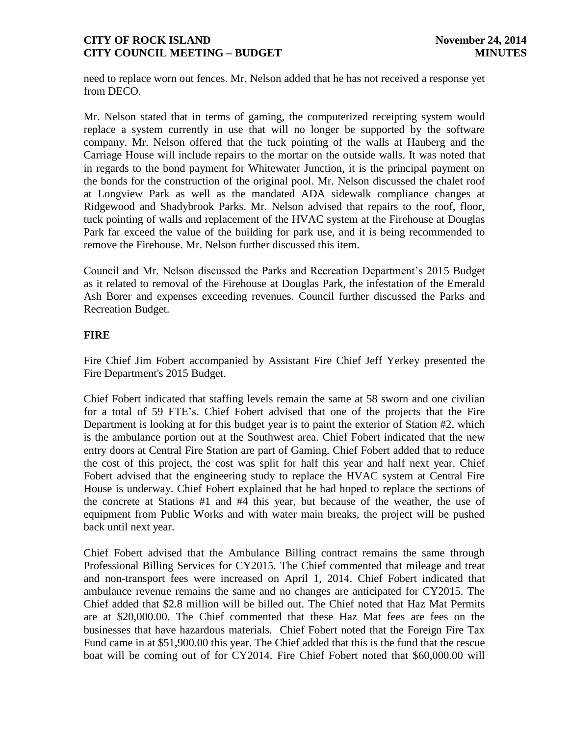need to replace worn out fences. Mr. Nelson added that he has not received a response yet from DECO.

Mr. Nelson stated that in terms of gaming, the computerized receipting system would replace a system currently in use that will no longer be supported by the software company. Mr. Nelson offered that the tuck pointing of the walls at Hauberg and the Carriage House will include repairs to the mortar on the outside walls. It was noted that in regards to the bond payment for Whitewater Junction, it is the principal payment on the bonds for the construction of the original pool. Mr. Nelson discussed the chalet roof at Longview Park as well as the mandated ADA sidewalk compliance changes at Ridgewood and Shadybrook Parks. Mr. Nelson advised that repairs to the roof, floor, tuck pointing of walls and replacement of the HVAC system at the Firehouse at Douglas Park far exceed the value of the building for park use, and it is being recommended to remove the Firehouse. Mr. Nelson further discussed this item.

Council and Mr. Nelson discussed the Parks and Recreation Department's 2015 Budget as it related to removal of the Firehouse at Douglas Park, the infestation of the Emerald Ash Borer and expenses exceeding revenues. Council further discussed the Parks and Recreation Budget.

**FIRE**

Fire Chief Jim Fobert accompanied by Assistant Fire Chief Jeff Yerkey presented the Fire Department's 2015 Budget.

Chief Fobert indicated that staffing levels remain the same at 58 sworn and one civilian for a total of 59 FTE's. Chief Fobert advised that one of the projects that the Fire Department is looking at for this budget year is to paint the exterior of Station #2, which is the ambulance portion out at the Southwest area. Chief Fobert indicated that the new entry doors at Central Fire Station are part of Gaming. Chief Fobert added that to reduce the cost of this project, the cost was split for half this year and half next year. Chief Fobert advised that the engineering study to replace the HVAC system at Central Fire House is underway. Chief Fobert explained that he had hoped to replace the sections of the concrete at Stations #1 and #4 this year, but because of the weather, the use of equipment from Public Works and with water main breaks, the project will be pushed back until next year.

Chief Fobert advised that the Ambulance Billing contract remains the same through Professional Billing Services for CY2015. The Chief commented that mileage and treat and non-transport fees were increased on April 1, 2014. Chief Fobert indicated that ambulance revenue remains the same and no changes are anticipated for CY2015. The Chief added that $2.8 million will be billed out. The Chief noted that Haz Mat Permits are at $20,000.00. The Chief commented that these Haz Mat fees are fees on the businesses that have hazardous materials. Chief Fobert noted that the Foreign Fire Tax Fund came in at $51,900.00 this year. The Chief added that this is the fund that the rescue boat will be coming out of for CY2014. Fire Chief Fobert noted that $60,000.00 will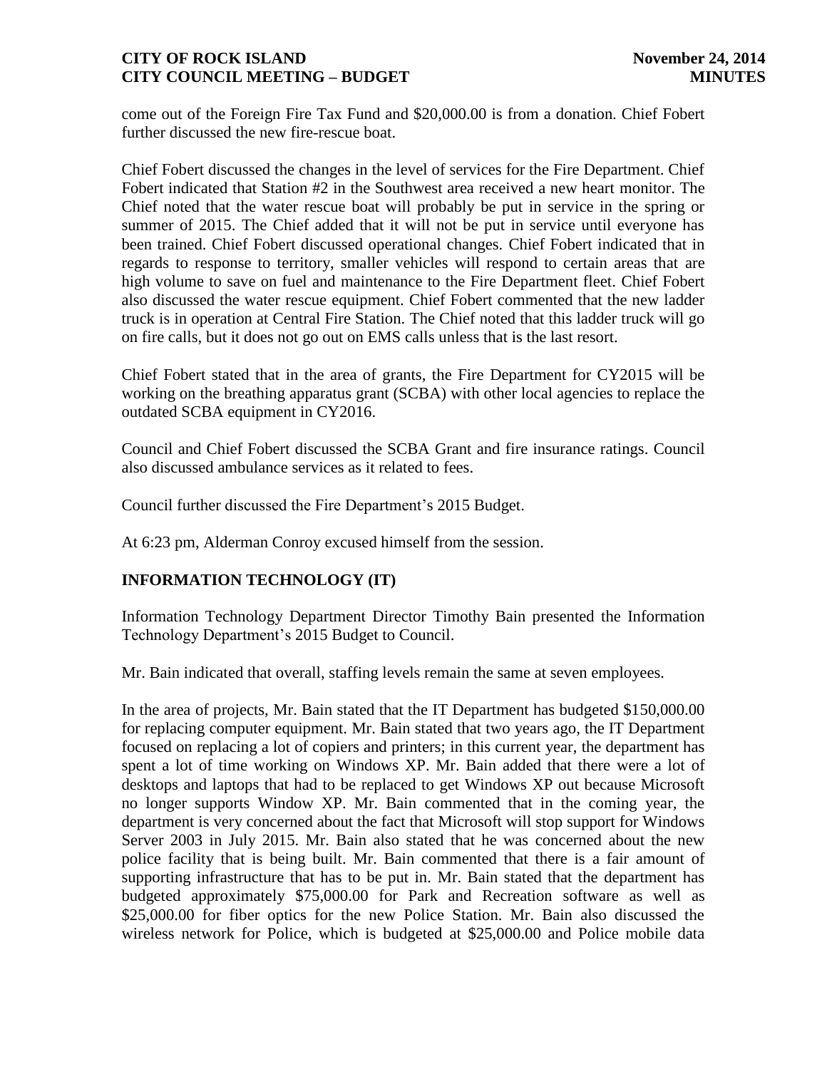come out of the Foreign Fire Tax Fund and $20,000.00 is from a donation. Chief Fobert further discussed the new fire-rescue boat.

Chief Fobert discussed the changes in the level of services for the Fire Department. Chief Fobert indicated that Station #2 in the Southwest area received a new heart monitor. The Chief noted that the water rescue boat will probably be put in service in the spring or summer of 2015. The Chief added that it will not be put in service until everyone has been trained. Chief Fobert discussed operational changes. Chief Fobert indicated that in regards to response to territory, smaller vehicles will respond to certain areas that are high volume to save on fuel and maintenance to the Fire Department fleet. Chief Fobert also discussed the water rescue equipment. Chief Fobert commented that the new ladder truck is in operation at Central Fire Station. The Chief noted that this ladder truck will go on fire calls, but it does not go out on EMS calls unless that is the last resort.

Chief Fobert stated that in the area of grants, the Fire Department for CY2015 will be working on the breathing apparatus grant (SCBA) with other local agencies to replace the outdated SCBA equipment in CY2016.

Council and Chief Fobert discussed the SCBA Grant and fire insurance ratings. Council also discussed ambulance services as it related to fees.

Council further discussed the Fire Department's 2015 Budget.

At 6:23 pm, Alderman Conroy excused himself from the session.

## INFORMATION TECHNOLOGY (IT)

Information Technology Department Director Timothy Bain presented the Information Technology Department's 2015 Budget to Council.

Mr. Bain indicated that overall, staffing levels remain the same at seven employees.

In the area of projects, Mr. Bain stated that the IT Department has budgeted $150,000.00 for replacing computer equipment. Mr. Bain stated that two years ago, the IT Department focused on replacing a lot of copiers and printers; in this current year, the department has spent a lot of time working on Windows XP. Mr. Bain added that there were a lot of desktops and laptops that had to be replaced to get Windows XP out because Microsoft no longer supports Window XP. Mr. Bain commented that in the coming year, the department is very concerned about the fact that Microsoft will stop support for Windows Server 2003 in July 2015. Mr. Bain also stated that he was concerned about the new police facility that is being built. Mr. Bain commented that there is a fair amount of supporting infrastructure that has to be put in. Mr. Bain stated that the department has budgeted approximately $75,000.00 for Park and Recreation software as well as $25,000.00 for fiber optics for the new Police Station. Mr. Bain also discussed the wireless network for Police, which is budgeted at $25,000.00 and Police mobile data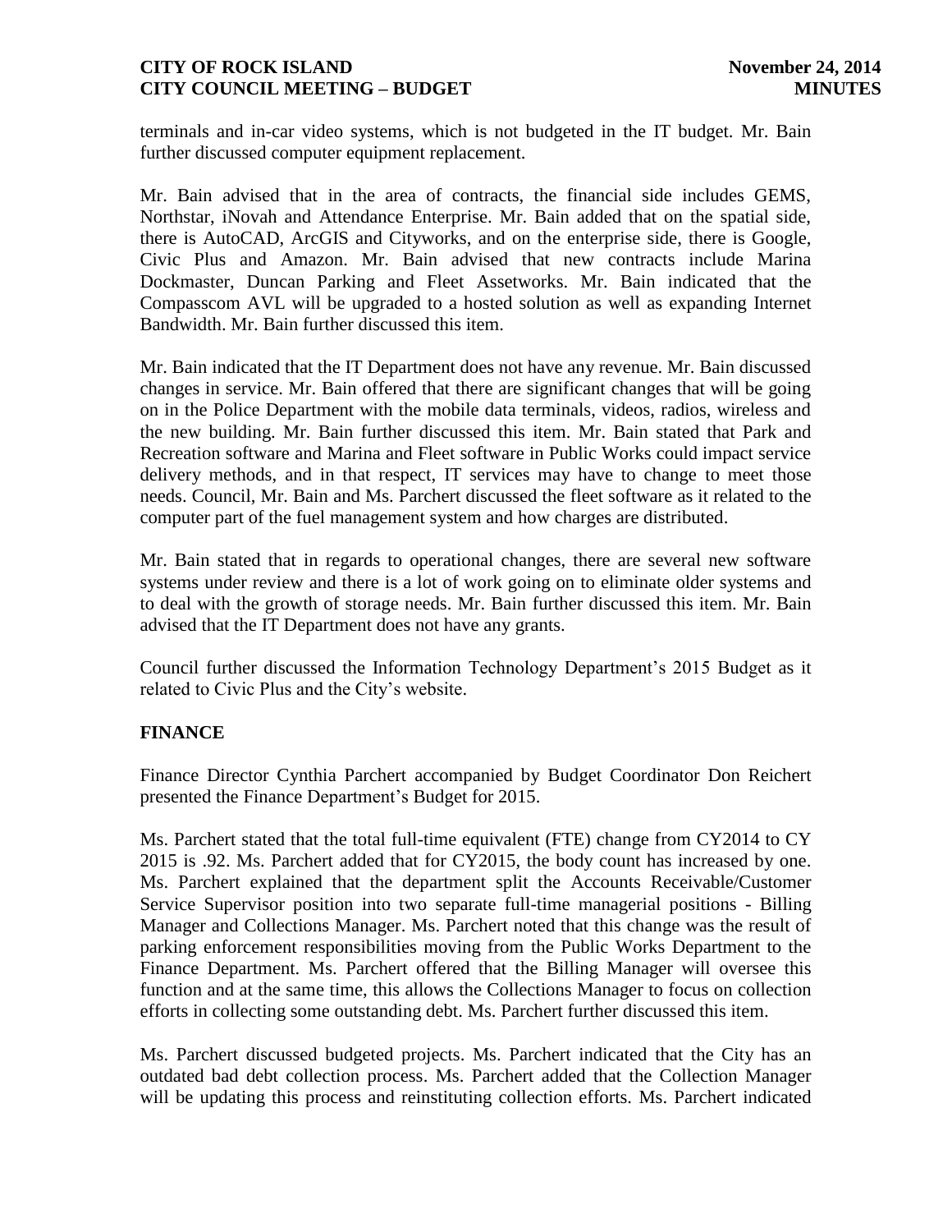terminals and in-car video systems, which is not budgeted in the IT budget. Mr. Bain further discussed computer equipment replacement.

Mr. Bain advised that in the area of contracts, the financial side includes GEMS, Northstar, iNovah and Attendance Enterprise. Mr. Bain added that on the spatial side, there is AutoCAD, ArcGIS and Cityworks, and on the enterprise side, there is Google, Civic Plus and Amazon. Mr. Bain advised that new contracts include Marina Dockmaster, Duncan Parking and Fleet Assetworks. Mr. Bain indicated that the Compasscom AVL will be upgraded to a hosted solution as well as expanding Internet Bandwidth. Mr. Bain further discussed this item.

Mr. Bain indicated that the IT Department does not have any revenue. Mr. Bain discussed changes in service. Mr. Bain offered that there are significant changes that will be going on in the Police Department with the mobile data terminals, videos, radios, wireless and the new building. Mr. Bain further discussed this item. Mr. Bain stated that Park and Recreation software and Marina and Fleet software in Public Works could impact service delivery methods, and in that respect, IT services may have to change to meet those needs. Council, Mr. Bain and Ms. Parchert discussed the fleet software as it related to the computer part of the fuel management system and how charges are distributed.

Mr. Bain stated that in regards to operational changes, there are several new software systems under review and there is a lot of work going on to eliminate older systems and to deal with the growth of storage needs. Mr. Bain further discussed this item. Mr. Bain advised that the IT Department does not have any grants.

Council further discussed the Information Technology Department's 2015 Budget as it related to Civic Plus and the City's website.

## FINANCE

Finance Director Cynthia Parchert accompanied by Budget Coordinator Don Reichert presented the Finance Department's Budget for 2015.

Ms. Parchert stated that the total full-time equivalent (FTE) change from CY2014 to CY 2015 is .92. Ms. Parchert added that for CY2015, the body count has increased by one. Ms. Parchert explained that the department split the Accounts Receivable/Customer Service Supervisor position into two separate full-time managerial positions - Billing Manager and Collections Manager. Ms. Parchert noted that this change was the result of parking enforcement responsibilities moving from the Public Works Department to the Finance Department. Ms. Parchert offered that the Billing Manager will oversee this function and at the same time, this allows the Collections Manager to focus on collection efforts in collecting some outstanding debt. Ms. Parchert further discussed this item.

Ms. Parchert discussed budgeted projects. Ms. Parchert indicated that the City has an outdated bad debt collection process. Ms. Parchert added that the Collection Manager will be updating this process and reinstituting collection efforts. Ms. Parchert indicated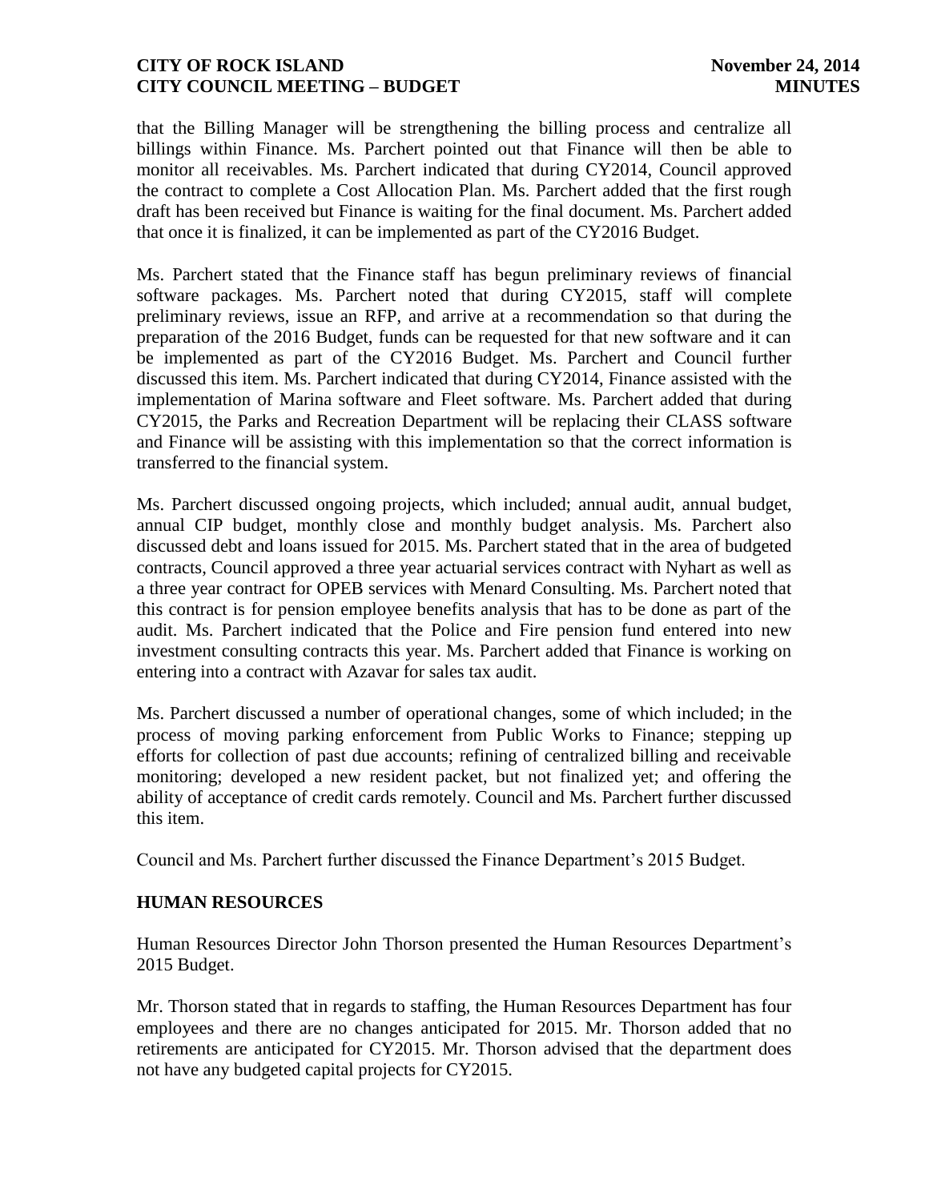that the Billing Manager will be strengthening the billing process and centralize all billings within Finance. Ms. Parchert pointed out that Finance will then be able to monitor all receivables. Ms. Parchert indicated that during CY2014, Council approved the contract to complete a Cost Allocation Plan. Ms. Parchert added that the first rough draft has been received but Finance is waiting for the final document. Ms. Parchert added that once it is finalized, it can be implemented as part of the CY2016 Budget.

Ms. Parchert stated that the Finance staff has begun preliminary reviews of financial software packages. Ms. Parchert noted that during CY2015, staff will complete preliminary reviews, issue an RFP, and arrive at a recommendation so that during the preparation of the 2016 Budget, funds can be requested for that new software and it can be implemented as part of the CY2016 Budget. Ms. Parchert and Council further discussed this item. Ms. Parchert indicated that during CY2014, Finance assisted with the implementation of Marina software and Fleet software. Ms. Parchert added that during CY2015, the Parks and Recreation Department will be replacing their CLASS software and Finance will be assisting with this implementation so that the correct information is transferred to the financial system.

Ms. Parchert discussed ongoing projects, which included; annual audit, annual budget, annual CIP budget, monthly close and monthly budget analysis. Ms. Parchert also discussed debt and loans issued for 2015. Ms. Parchert stated that in the area of budgeted contracts, Council approved a three year actuarial services contract with Nyhart as well as a three year contract for OPEB services with Menard Consulting. Ms. Parchert noted that this contract is for pension employee benefits analysis that has to be done as part of the audit. Ms. Parchert indicated that the Police and Fire pension fund entered into new investment consulting contracts this year. Ms. Parchert added that Finance is working on entering into a contract with Azavar for sales tax audit.

Ms. Parchert discussed a number of operational changes, some of which included; in the process of moving parking enforcement from Public Works to Finance; stepping up efforts for collection of past due accounts; refining of centralized billing and receivable monitoring; developed a new resident packet, but not finalized yet; and offering the ability of acceptance of credit cards remotely. Council and Ms. Parchert further discussed this item.

Council and Ms. Parchert further discussed the Finance Department's 2015 Budget.

## HUMAN RESOURCES

Human Resources Director John Thorson presented the Human Resources Department's 2015 Budget.

Mr. Thorson stated that in regards to staffing, the Human Resources Department has four employees and there are no changes anticipated for 2015. Mr. Thorson added that no retirements are anticipated for CY2015. Mr. Thorson advised that the department does not have any budgeted capital projects for CY2015.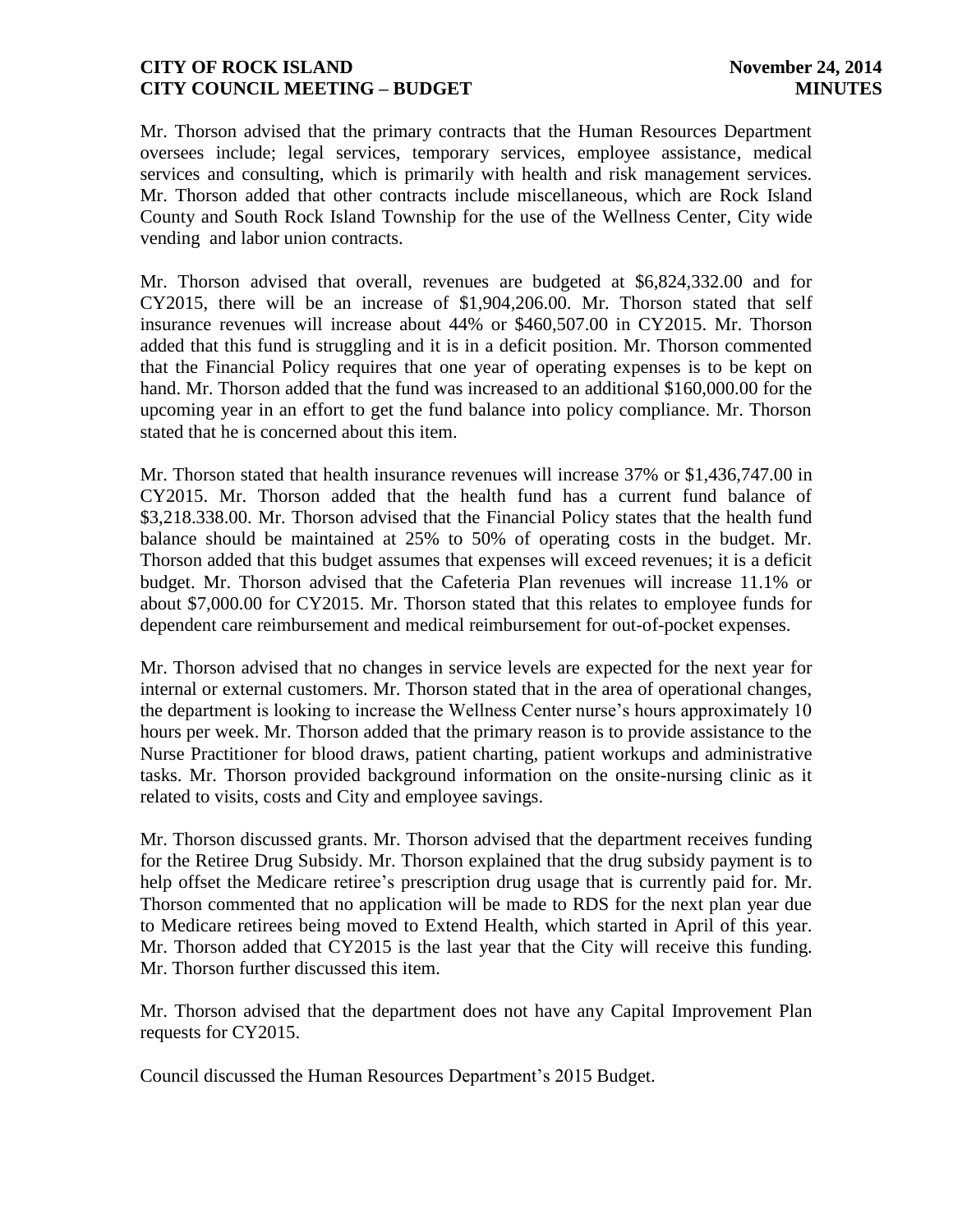Mr. Thorson advised that the primary contracts that the Human Resources Department oversees include; legal services, temporary services, employee assistance, medical services and consulting, which is primarily with health and risk management services. Mr. Thorson added that other contracts include miscellaneous, which are Rock Island County and South Rock Island Township for the use of the Wellness Center, City wide vending and labor union contracts.

Mr. Thorson advised that overall, revenues are budgeted at $6,824,332.00 and for CY2015, there will be an increase of $1,904,206.00. Mr. Thorson stated that self insurance revenues will increase about 44% or $460,507.00 in CY2015. Mr. Thorson added that this fund is struggling and it is in a deficit position. Mr. Thorson commented that the Financial Policy requires that one year of operating expenses is to be kept on hand. Mr. Thorson added that the fund was increased to an additional $160,000.00 for the upcoming year in an effort to get the fund balance into policy compliance. Mr. Thorson stated that he is concerned about this item.

Mr. Thorson stated that health insurance revenues will increase 37% or $1,436,747.00 in CY2015. Mr. Thorson added that the health fund has a current fund balance of $3,218.338.00. Mr. Thorson advised that the Financial Policy states that the health fund balance should be maintained at 25% to 50% of operating costs in the budget. Mr. Thorson added that this budget assumes that expenses will exceed revenues; it is a deficit budget. Mr. Thorson advised that the Cafeteria Plan revenues will increase 11.1% or about $7,000.00 for CY2015. Mr. Thorson stated that this relates to employee funds for dependent care reimbursement and medical reimbursement for out-of-pocket expenses.

Mr. Thorson advised that no changes in service levels are expected for the next year for internal or external customers. Mr. Thorson stated that in the area of operational changes, the department is looking to increase the Wellness Center nurse's hours approximately 10 hours per week. Mr. Thorson added that the primary reason is to provide assistance to the Nurse Practitioner for blood draws, patient charting, patient workups and administrative tasks. Mr. Thorson provided background information on the onsite-nursing clinic as it related to visits, costs and City and employee savings.

Mr. Thorson discussed grants. Mr. Thorson advised that the department receives funding for the Retiree Drug Subsidy. Mr. Thorson explained that the drug subsidy payment is to help offset the Medicare retiree's prescription drug usage that is currently paid for. Mr. Thorson commented that no application will be made to RDS for the next plan year due to Medicare retirees being moved to Extend Health, which started in April of this year. Mr. Thorson added that CY2015 is the last year that the City will receive this funding. Mr. Thorson further discussed this item.

Mr. Thorson advised that the department does not have any Capital Improvement Plan requests for CY2015.

Council discussed the Human Resources Department's 2015 Budget.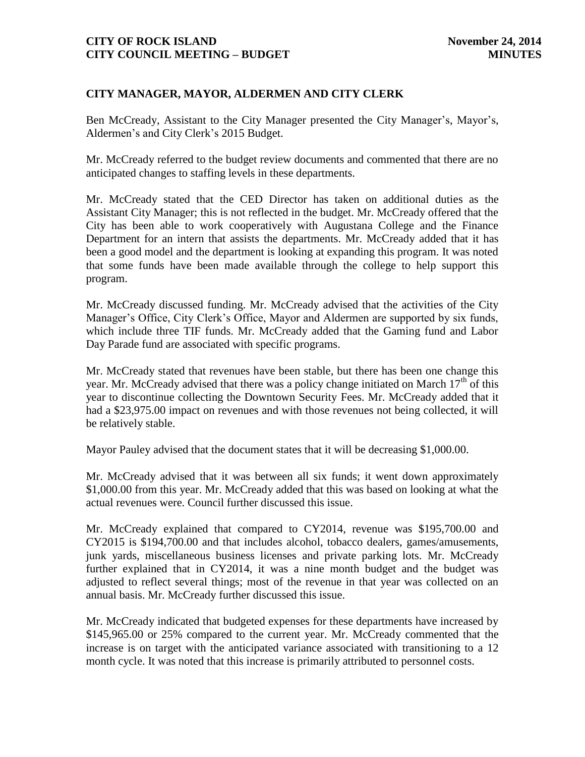## CITY MANAGER, MAYOR, ALDERMEN AND CITY CLERK

Ben McCready, Assistant to the City Manager presented the City Manager's, Mayor's, Aldermen's and City Clerk's 2015 Budget.

Mr. McCready referred to the budget review documents and commented that there are no anticipated changes to staffing levels in these departments.

Mr. McCready stated that the CED Director has taken on additional duties as the Assistant City Manager; this is not reflected in the budget. Mr. McCready offered that the City has been able to work cooperatively with Augustana College and the Finance Department for an intern that assists the departments. Mr. McCready added that it has been a good model and the department is looking at expanding this program. It was noted that some funds have been made available through the college to help support this program.

Mr. McCready discussed funding. Mr. McCready advised that the activities of the City Manager's Office, City Clerk's Office, Mayor and Aldermen are supported by six funds, which include three TIF funds. Mr. McCready added that the Gaming fund and Labor Day Parade fund are associated with specific programs.

Mr. McCready stated that revenues have been stable, but there has been one change this year. Mr. McCready advised that there was a policy change initiated on March 17th of this year to discontinue collecting the Downtown Security Fees. Mr. McCready added that it had a $23,975.00 impact on revenues and with those revenues not being collected, it will be relatively stable.

Mayor Pauley advised that the document states that it will be decreasing $1,000.00.

Mr. McCready advised that it was between all six funds; it went down approximately $1,000.00 from this year. Mr. McCready added that this was based on looking at what the actual revenues were. Council further discussed this issue.

Mr. McCready explained that compared to CY2014, revenue was $195,700.00 and CY2015 is $194,700.00 and that includes alcohol, tobacco dealers, games/amusements, junk yards, miscellaneous business licenses and private parking lots. Mr. McCready further explained that in CY2014, it was a nine month budget and the budget was adjusted to reflect several things; most of the revenue in that year was collected on an annual basis. Mr. McCready further discussed this issue.

Mr. McCready indicated that budgeted expenses for these departments have increased by $145,965.00 or 25% compared to the current year. Mr. McCready commented that the increase is on target with the anticipated variance associated with transitioning to a 12 month cycle. It was noted that this increase is primarily attributed to personnel costs.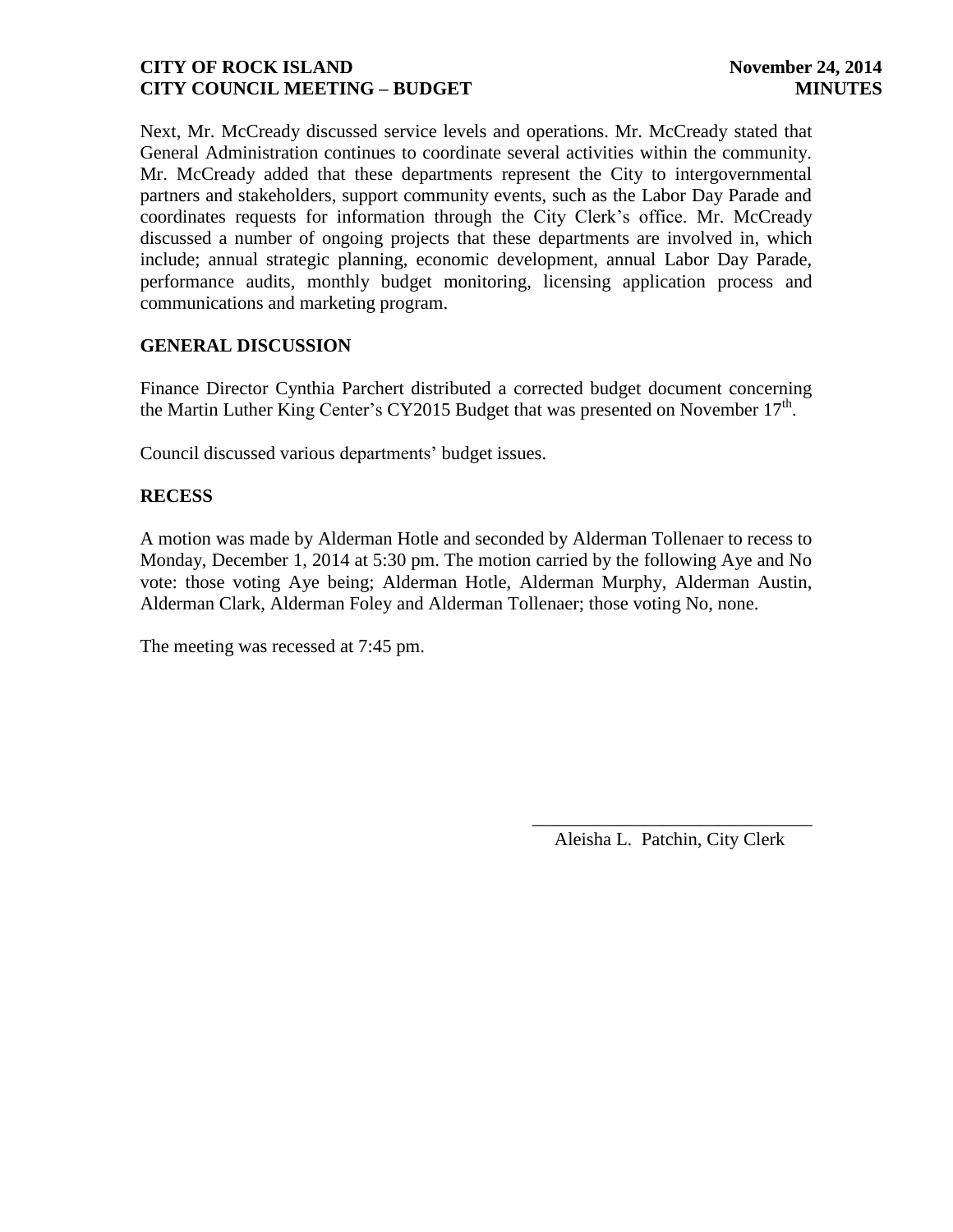Next, Mr. McCready discussed service levels and operations. Mr. McCready stated that General Administration continues to coordinate several activities within the community. Mr. McCready added that these departments represent the City to intergovernmental partners and stakeholders, support community events, such as the Labor Day Parade and coordinates requests for information through the City Clerk's office. Mr. McCready discussed a number of ongoing projects that these departments are involved in, which include; annual strategic planning, economic development, annual Labor Day Parade, performance audits, monthly budget monitoring, licensing application process and communications and marketing program.

## GENERAL DISCUSSION

Finance Director Cynthia Parchert distributed a corrected budget document concerning the Martin Luther King Center's CY2015 Budget that was presented on November 17th.

Council discussed various departments' budget issues.

## RECESS

A motion was made by Alderman Hotle and seconded by Alderman Tollenaer to recess to Monday, December 1, 2014 at 5:30 pm. The motion carried by the following Aye and No vote: those voting Aye being; Alderman Hotle, Alderman Murphy, Alderman Austin, Alderman Clark, Alderman Foley and Alderman Tollenaer; those voting No, none.

The meeting was recessed at 7:45 pm.

\_\_\_\_\_\_\_\_\_\_\_\_\_\_\_\_\_\_\_\_\_\_\_\_\_\_\_\_\_\_

Aleisha L. Patchin, City Clerk